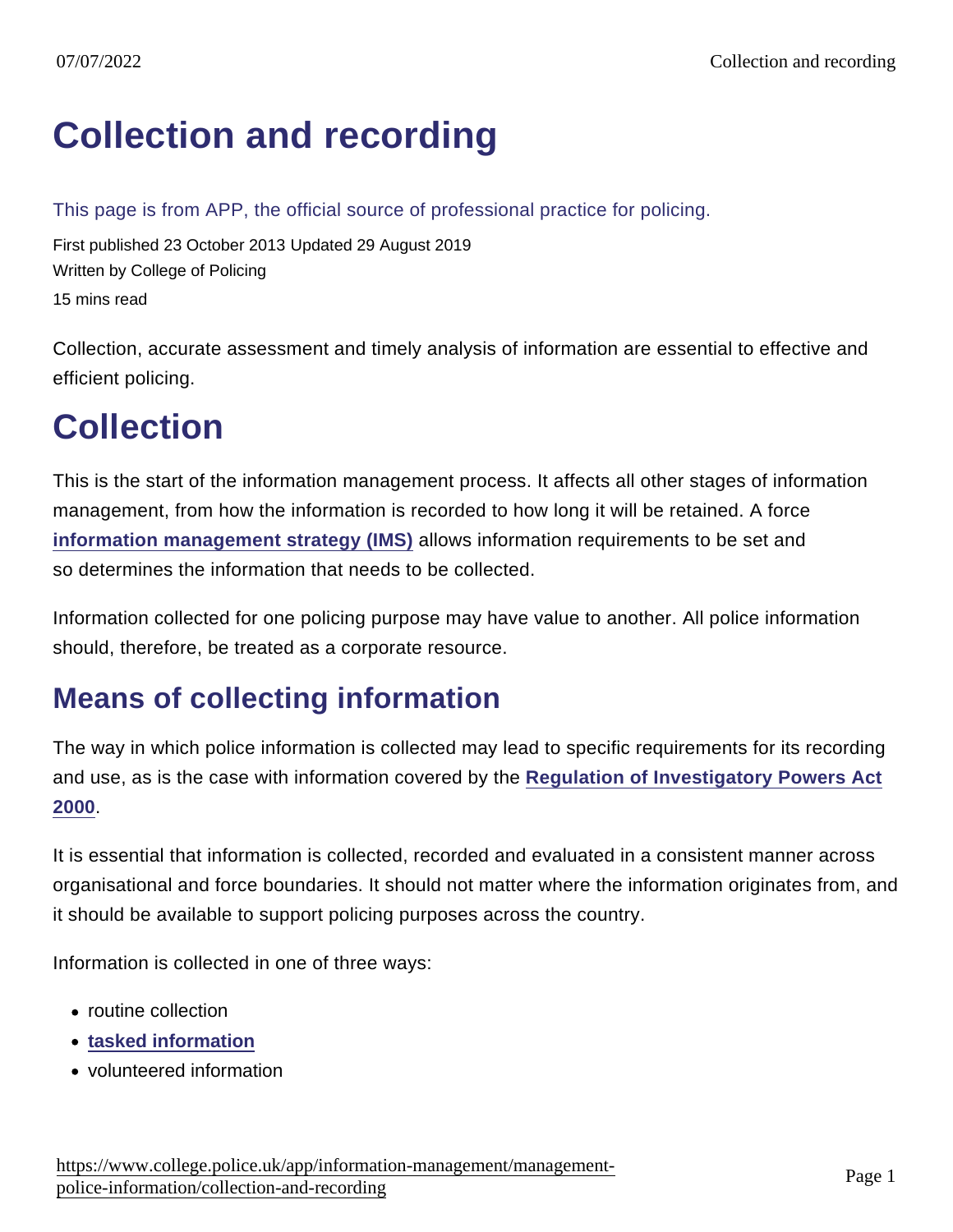# Collection and recording

This page is from APP, the official source of professional practice for policing.

First published 23 October 2013 Updated 29 August 2019

Written by College of Policing

15 mins read

Collection, accurate assessment and timely analysis of information are essential to effective and efficient policing.

# Collection

This is the start of the information management process. It affects all other stages of information management, from how the information is recorded to how long it will be retained. A force **information management strategy (IMS)** allows information requirements to be set and so determines the information that needs to be collected.

Information collected for one policing purpose may have value to another. All police information should, therefore, be treated as a corporate resource.

## Means of collecting information

The way in which police information is collected may lead to specific requirements for its recording and use, as is the case with information covered by the **Regulation of Investigatory Powers Act 2000**.

It is essential that information is collected, recorded and evaluated in a consistent manner across organisational and force boundaries. It should not matter where the information originates from, and it should be available to support policing purposes across the country.

Information is collected in one of three ways:

- routine collection
- **tasked information**
- volunteered information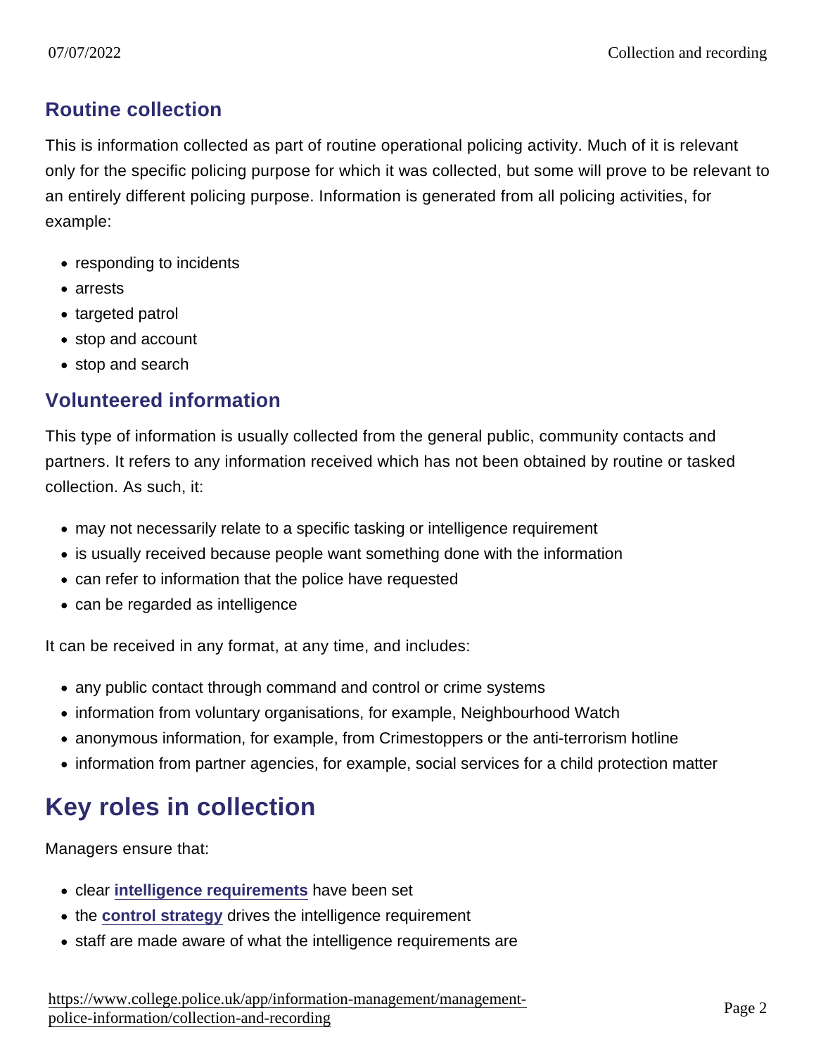### Routine collection

This is information collected as part of routine operational policing activity. Much of it is relevant only for the specific policing purpose for which it was collected, but some will prove to be relevant to an entirely different policing purpose. Information is generated from all policing activities, for example:

- responding to incidents
- arrests
- targeted patrol
- stop and account
- stop and search

### Volunteered information

This type of information is usually collected from the general public, community contacts and partners. It refers to any information received which has not been obtained by routine or tasked collection. As such, it:

- may not necessarily relate to a specific tasking or intelligence requirement
- is usually received because people want something done with the information
- can refer to information that the police have requested
- can be regarded as intelligence

It can be received in any format, at any time, and includes:

- any public contact through command and control or crime systems
- information from voluntary organisations, for example, Neighbourhood Watch
- anonymous information, for example, from Crimestoppers or the anti-terrorism hotline
- information from partner agencies, for example, social services for a child protection matter

## Key roles in collection

Managers ensure that:

- clear **intelligence requirements** have been set
- the **control strategy** drives the intelligence requirement
- staff are made aware of what the intelligence requirements are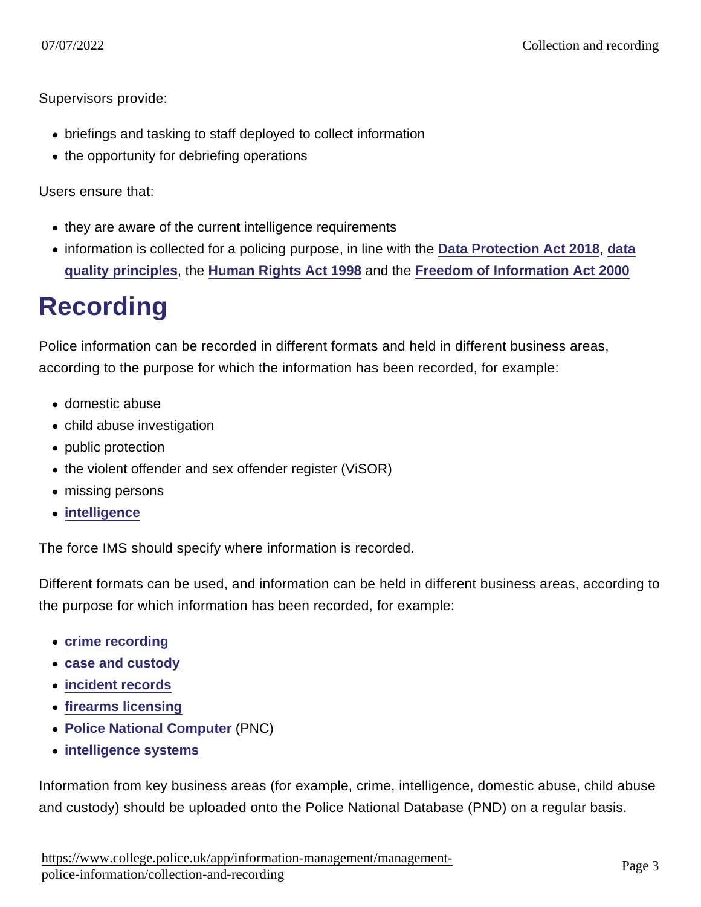Supervisors provide:

- briefings and tasking to staff deployed to collect information
- the opportunity for debriefing operations

Users ensure that:

- they are aware of the current intelligence requirements
- information is collected for a policing purpose, in line with the **Data Protection Act 2018**, **data quality principles**, the **Human Rights Act 1998** and the **Freedom of Information Act 2000**

# Recording

Police information can be recorded in different formats and held in different business areas, according to the purpose for which the information has been recorded, for example:

- domestic abuse
- child abuse investigation
- public protection
- the violent offender and sex offender register (ViSOR)
- missing persons
- **intelligence**

The force IMS should specify where information is recorded.

Different formats can be used, and information can be held in different business areas, according to the purpose for which information has been recorded, for example:

- **crime recording**
- **case and custody**
- **incident records**
- **firearms licensing**
- **Police National Computer** (PNC)
- **intelligence systems**

Information from key business areas (for example, crime, intelligence, domestic abuse, child abuse and custody) should be uploaded onto the Police National Database (PND) on a regular basis.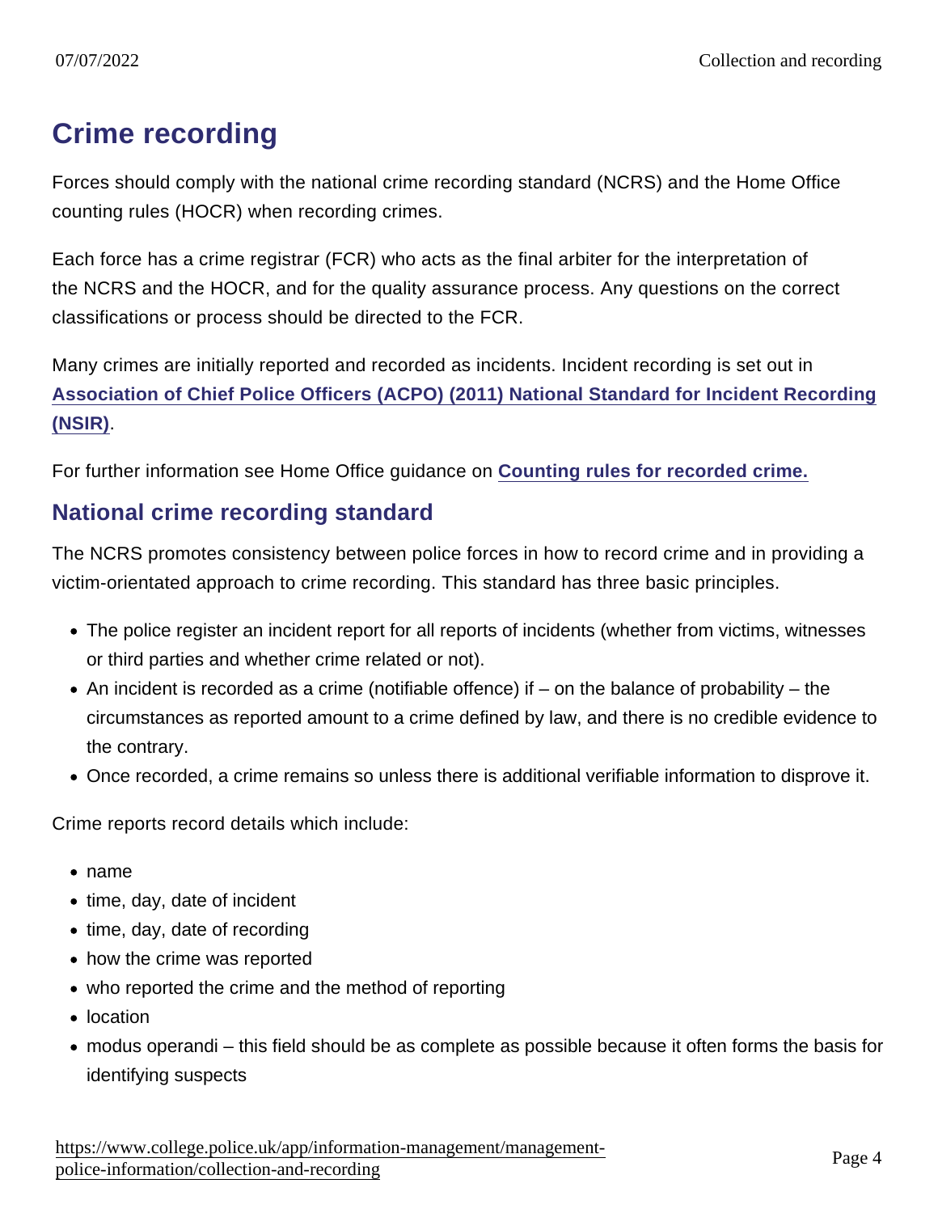## Crime recording

Forces should comply with the national crime recording standard (NCRS) and the Home Office counting rules (HOCR) when recording crimes.

Each force has a crime registrar (FCR) who acts as the final arbiter for the interpretation of the NCRS and the HOCR, and for the quality assurance process. Any questions on the correct classifications or process should be directed to the FCR.

Many crimes are initially reported and recorded as incidents. Incident recording is set out in **Association of Chief Police Officers (ACPO) (2011) National Standard for Incident Recording (NSIR)**.

For further information see Home Office guidance on **Counting rules for recorded crime.**

### National crime recording standard

The NCRS promotes consistency between police forces in how to record crime and in providing a victim-orientated approach to crime recording. This standard has three basic principles.

- The police register an incident report for all reports of incidents (whether from victims, witnesses or third parties and whether crime related or not).
- An incident is recorded as a crime (notifiable offence) if – on the balance of probability – the circumstances as reported amount to a crime defined by law, and there is no credible evidence to the contrary.
- Once recorded, a crime remains so unless there is additional verifiable information to disprove it.

Crime reports record details which include:

- name
- time, day, date of incident
- time, day, date of recording
- how the crime was reported
- who reported the crime and the method of reporting
- location
- modus operandi – this field should be as complete as possible because it often forms the basis for identifying suspects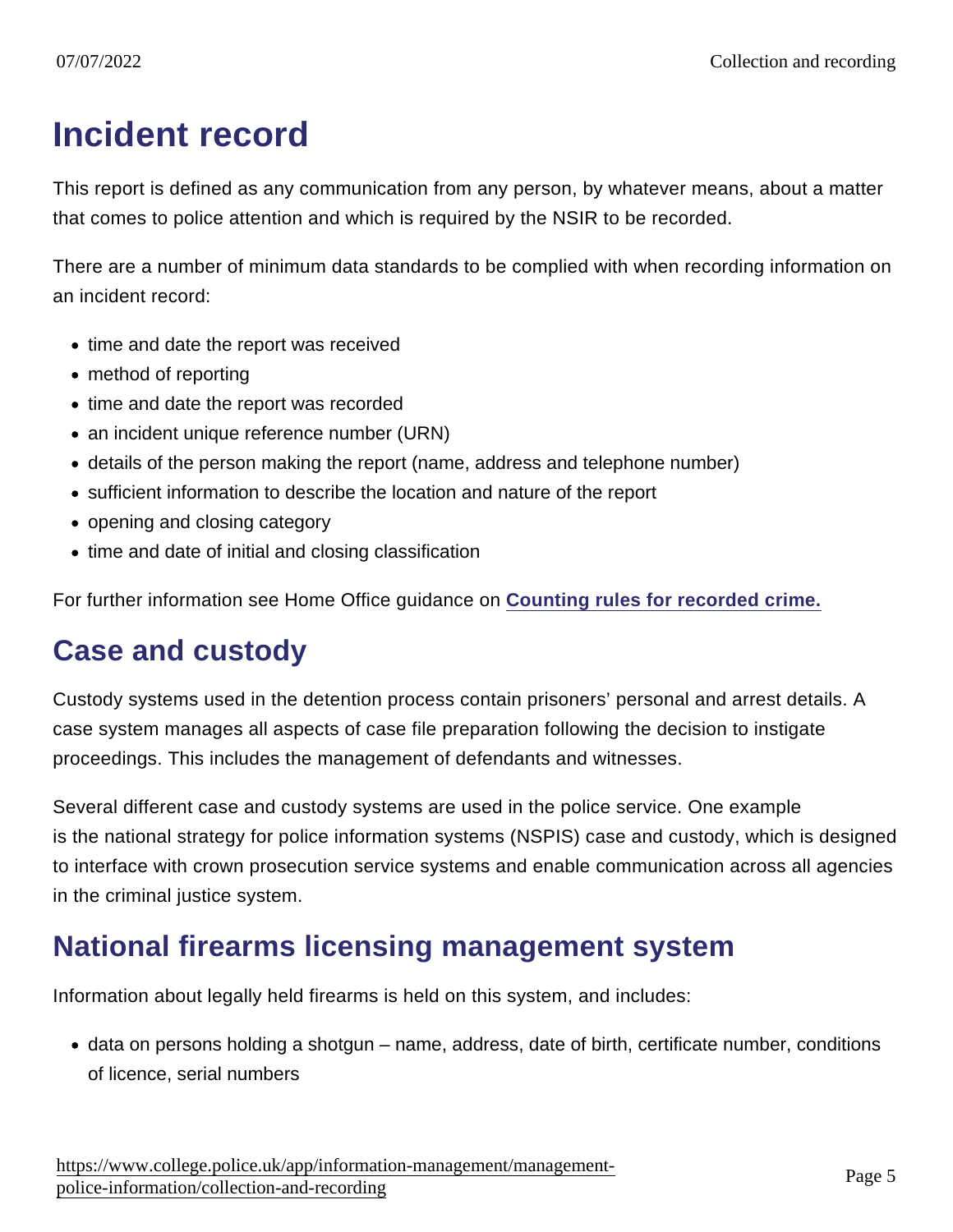# Incident record

This report is defined as any communication from any person, by whatever means, about a matter that comes to police attention and which is required by the NSIR to be recorded.

There are a number of minimum data standards to be complied with when recording information on an incident record:

- time and date the report was received
- method of reporting
- time and date the report was recorded
- an incident unique reference number (URN)
- details of the person making the report (name, address and telephone number)
- sufficient information to describe the location and nature of the report
- opening and closing category
- time and date of initial and closing classification

For further information see Home Office guidance on **Counting rules for recorded crime.**

## Case and custody

Custody systems used in the detention process contain prisoners' personal and arrest details. A case system manages all aspects of case file preparation following the decision to instigate proceedings. This includes the management of defendants and witnesses.

Several different case and custody systems are used in the police service. One example is the national strategy for police information systems (NSPIS) case and custody, which is designed to interface with crown prosecution service systems and enable communication across all agencies in the criminal justice system.

## National firearms licensing management system

Information about legally held firearms is held on this system, and includes:

- data on persons holding a shotgun – name, address, date of birth, certificate number, conditions of licence, serial numbers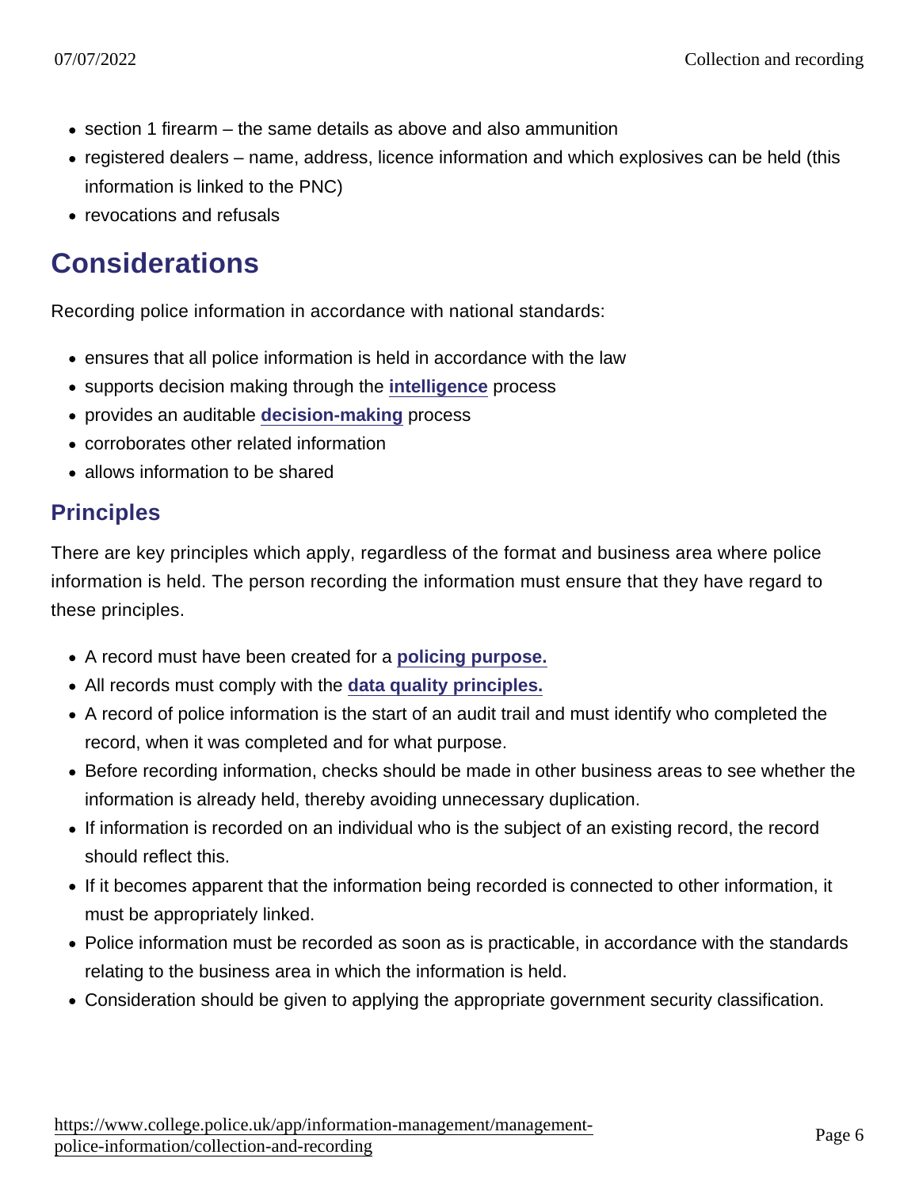- section 1 firearm – the same details as above and also ammunition
- registered dealers – name, address, licence information and which explosives can be held (this information is linked to the PNC)
- revocations and refusals

# Considerations

Recording police information in accordance with national standards:

- ensures that all police information is held in accordance with the law
- supports decision making through the **intelligence** process
- provides an auditable **decision-making** process
- corroborates other related information
- allows information to be shared

## Principles

There are key principles which apply, regardless of the format and business area where police information is held. The person recording the information must ensure that they have regard to these principles.

- A record must have been created for a **policing purpose.**
- All records must comply with the **data quality principles.**
- A record of police information is the start of an audit trail and must identify who completed the record, when it was completed and for what purpose.
- Before recording information, checks should be made in other business areas to see whether the information is already held, thereby avoiding unnecessary duplication.
- If information is recorded on an individual who is the subject of an existing record, the record should reflect this.
- If it becomes apparent that the information being recorded is connected to other information, it must be appropriately linked.
- Police information must be recorded as soon as is practicable, in accordance with the standards relating to the business area in which the information is held.
- Consideration should be given to applying the appropriate government security classification.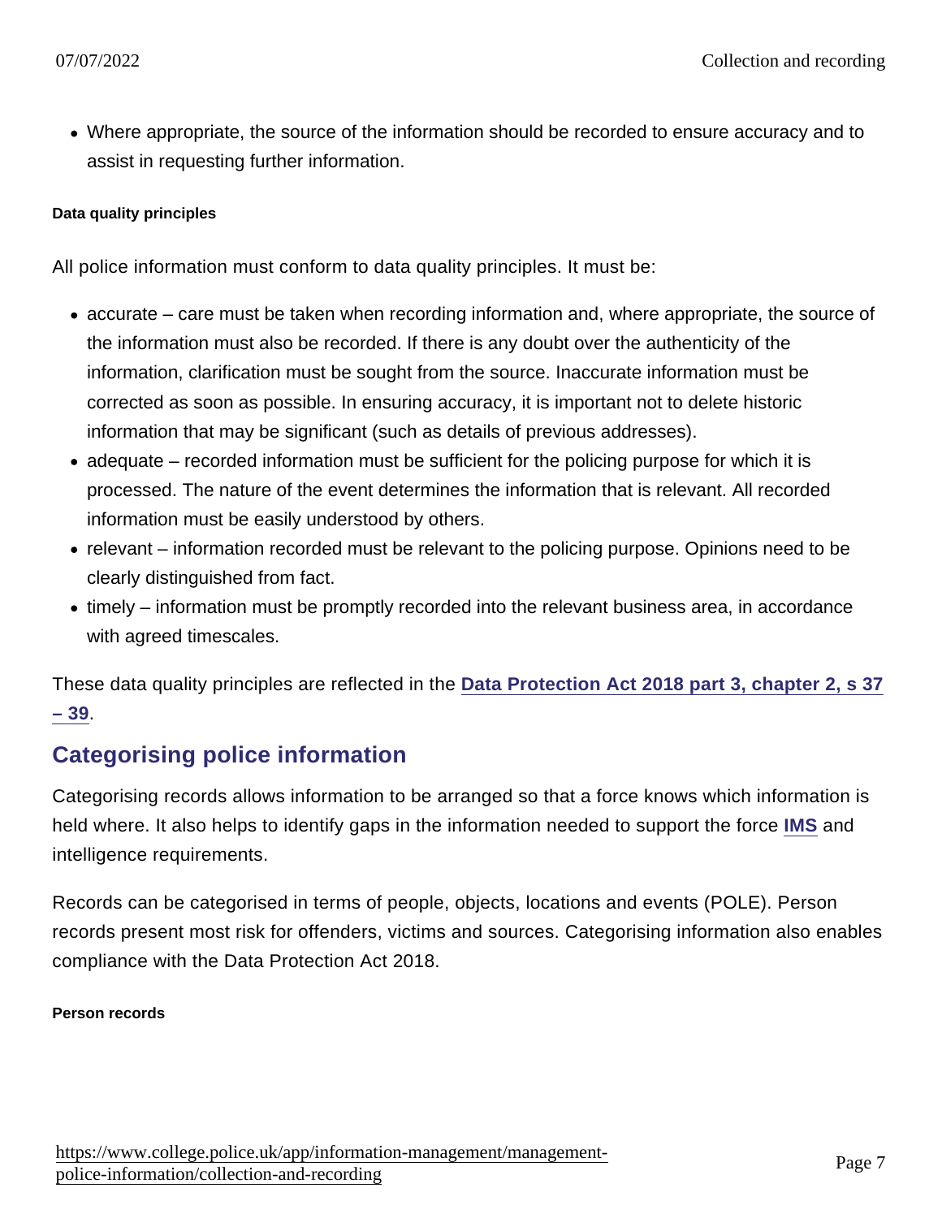- Where appropriate, the source of the information should be recorded to ensure accuracy and to assist in requesting further information.

#### Data quality principles

All police information must conform to data quality principles. It must be:

- accurate – care must be taken when recording information and, where appropriate, the source of the information must also be recorded. If there is any doubt over the authenticity of the information, clarification must be sought from the source. Inaccurate information must be corrected as soon as possible. In ensuring accuracy, it is important not to delete historic information that may be significant (such as details of previous addresses).
- adequate – recorded information must be sufficient for the policing purpose for which it is processed. The nature of the event determines the information that is relevant. All recorded information must be easily understood by others.
- relevant – information recorded must be relevant to the policing purpose. Opinions need to be clearly distinguished from fact.
- timely – information must be promptly recorded into the relevant business area, in accordance with agreed timescales.

These data quality principles are reflected in the Data Protection Act 2018 part 3, chapter 2, s 37 – 39.

## Categorising police information

Categorising records allows information to be arranged so that a force knows which information is held where. It also helps to identify gaps in the information needed to support the force IMS and intelligence requirements.

Records can be categorised in terms of people, objects, locations and events (POLE). Person records present most risk for offenders, victims and sources. Categorising information also enables compliance with the Data Protection Act 2018.

#### Person records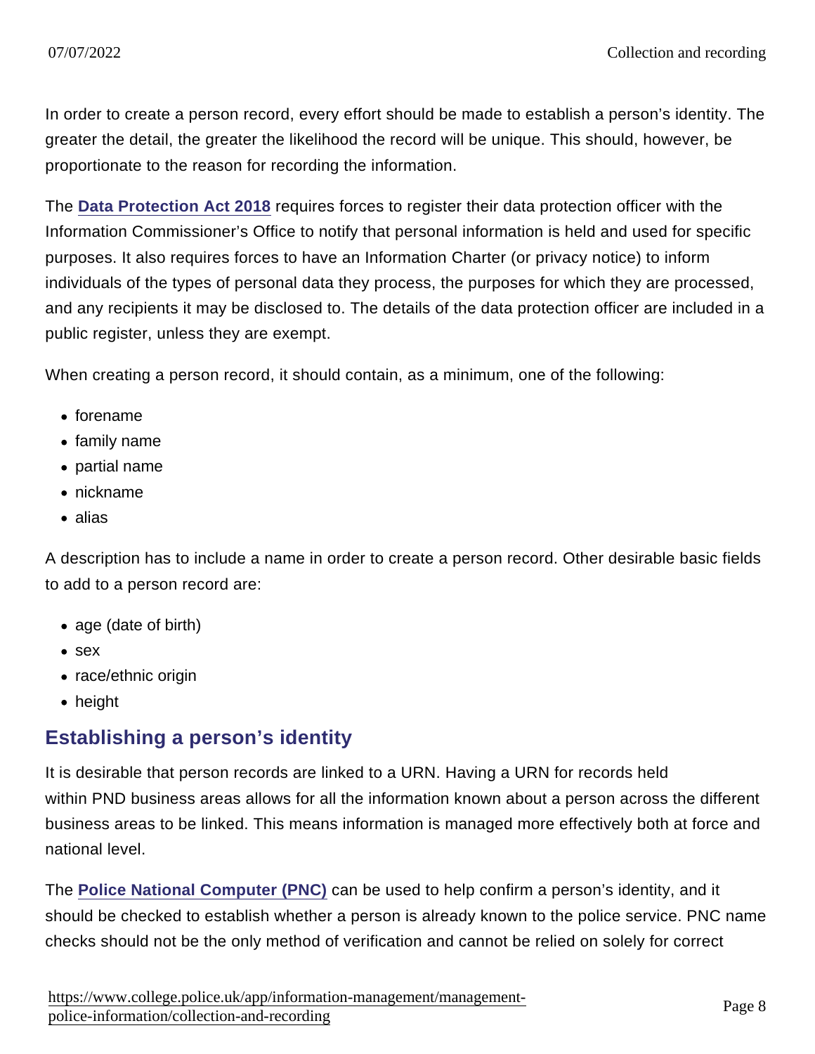In order to create a person record, every effort should be made to establish a person's identity. The greater the detail, the greater the likelihood the record will be unique. This should, however, be proportionate to the reason for recording the information.

The **Data Protection Act 2018** requires forces to register their data protection officer with the Information Commissioner's Office to notify that personal information is held and used for specific purposes. It also requires forces to have an Information Charter (or privacy notice) to inform individuals of the types of personal data they process, the purposes for which they are processed, and any recipients it may be disclosed to. The details of the data protection officer are included in a public register, unless they are exempt.

When creating a person record, it should contain, as a minimum, one of the following:

- forename
- family name
- partial name
- nickname
- alias

A description has to include a name in order to create a person record. Other desirable basic fields to add to a person record are:

- age (date of birth)
- sex
- race/ethnic origin
- height

## Establishing a person's identity

It is desirable that person records are linked to a URN. Having a URN for records held within PND business areas allows for all the information known about a person across the different business areas to be linked. This means information is managed more effectively both at force and national level.

The **Police National Computer (PNC)** can be used to help confirm a person's identity, and it should be checked to establish whether a person is already known to the police service. PNC name checks should not be the only method of verification and cannot be relied on solely for correct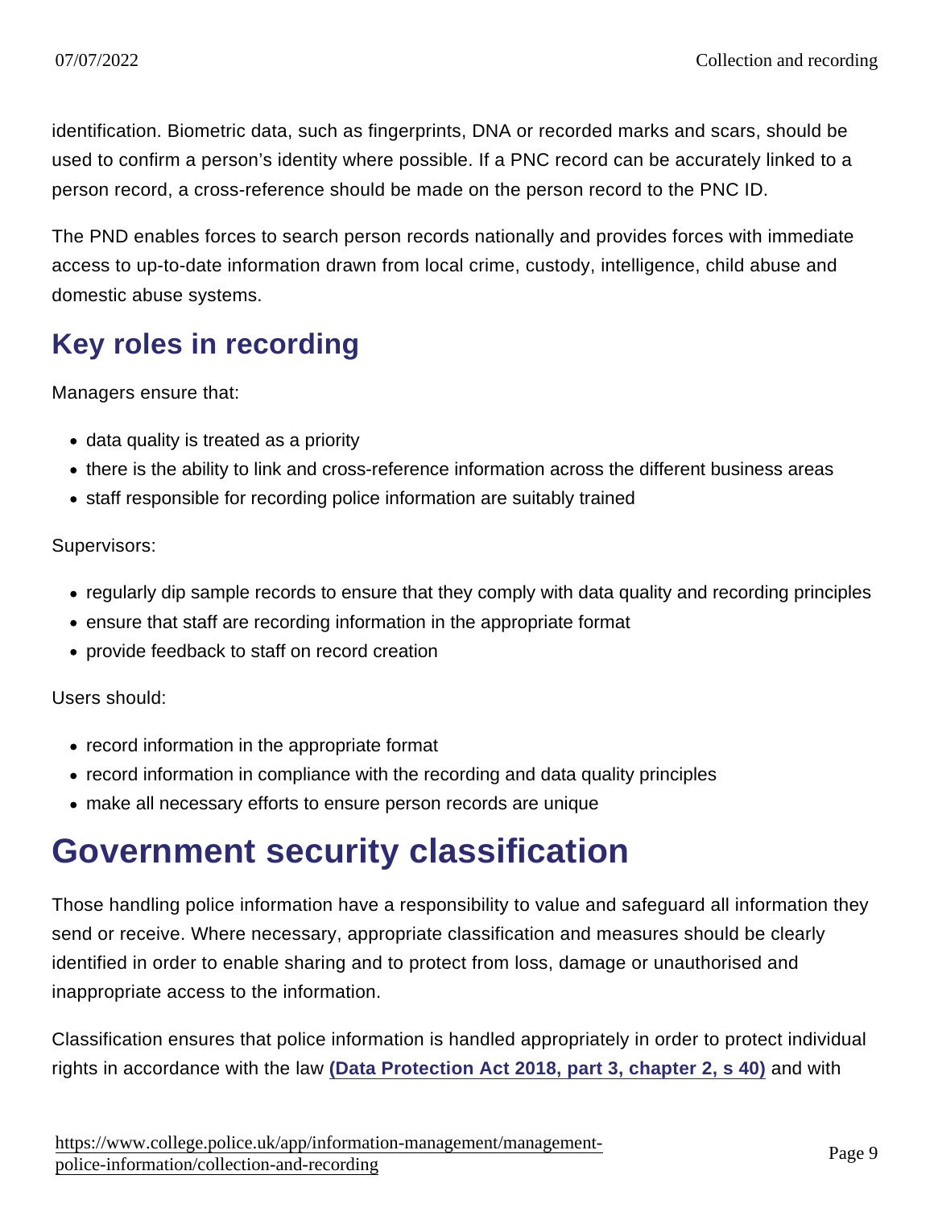identification. Biometric data, such as fingerprints, DNA or recorded marks and scars, should be used to confirm a person's identity where possible. If a PNC record can be accurately linked to a person record, a cross-reference should be made on the person record to the PNC ID.

The PND enables forces to search person records nationally and provides forces with immediate access to up-to-date information drawn from local crime, custody, intelligence, child abuse and domestic abuse systems.

## Key roles in recording

Managers ensure that:

- data quality is treated as a priority
- there is the ability to link and cross-reference information across the different business areas
- staff responsible for recording police information are suitably trained

Supervisors:

- regularly dip sample records to ensure that they comply with data quality and recording principles
- ensure that staff are recording information in the appropriate format
- provide feedback to staff on record creation

Users should:

- record information in the appropriate format
- record information in compliance with the recording and data quality principles
- make all necessary efforts to ensure person records are unique

# Government security classification

Those handling police information have a responsibility to value and safeguard all information they send or receive. Where necessary, appropriate classification and measures should be clearly identified in order to enable sharing and to protect from loss, damage or unauthorised and inappropriate access to the information.

Classification ensures that police information is handled appropriately in order to protect individual rights in accordance with the law **(Data Protection Act 2018, part 3, chapter 2, s 40)** and with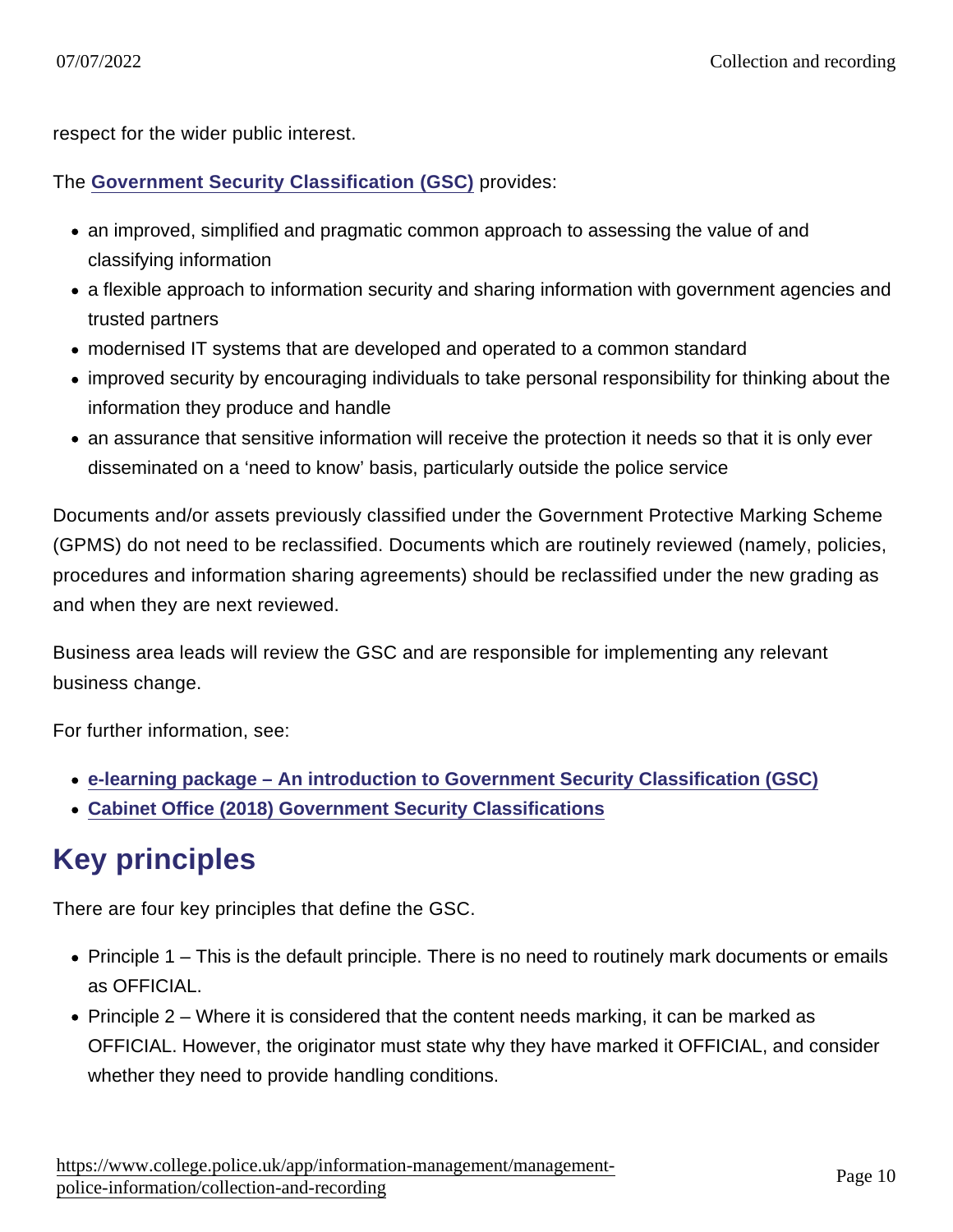respect for the wider public interest.

The **Government Security Classification (GSC)** provides:

- an improved, simplified and pragmatic common approach to assessing the value of and classifying information
- a flexible approach to information security and sharing information with government agencies and trusted partners
- modernised IT systems that are developed and operated to a common standard
- improved security by encouraging individuals to take personal responsibility for thinking about the information they produce and handle
- an assurance that sensitive information will receive the protection it needs so that it is only ever disseminated on a 'need to know' basis, particularly outside the police service

Documents and/or assets previously classified under the Government Protective Marking Scheme (GPMS) do not need to be reclassified. Documents which are routinely reviewed (namely, policies, procedures and information sharing agreements) should be reclassified under the new grading as and when they are next reviewed.

Business area leads will review the GSC and are responsible for implementing any relevant business change.

For further information, see:

- **e-learning package – An introduction to Government Security Classification (GSC)**
- **Cabinet Office (2018) Government Security Classifications**

## Key principles

There are four key principles that define the GSC.

- Principle 1 – This is the default principle. There is no need to routinely mark documents or emails as OFFICIAL.
- Principle 2 – Where it is considered that the content needs marking, it can be marked as OFFICIAL. However, the originator must state why they have marked it OFFICIAL, and consider whether they need to provide handling conditions.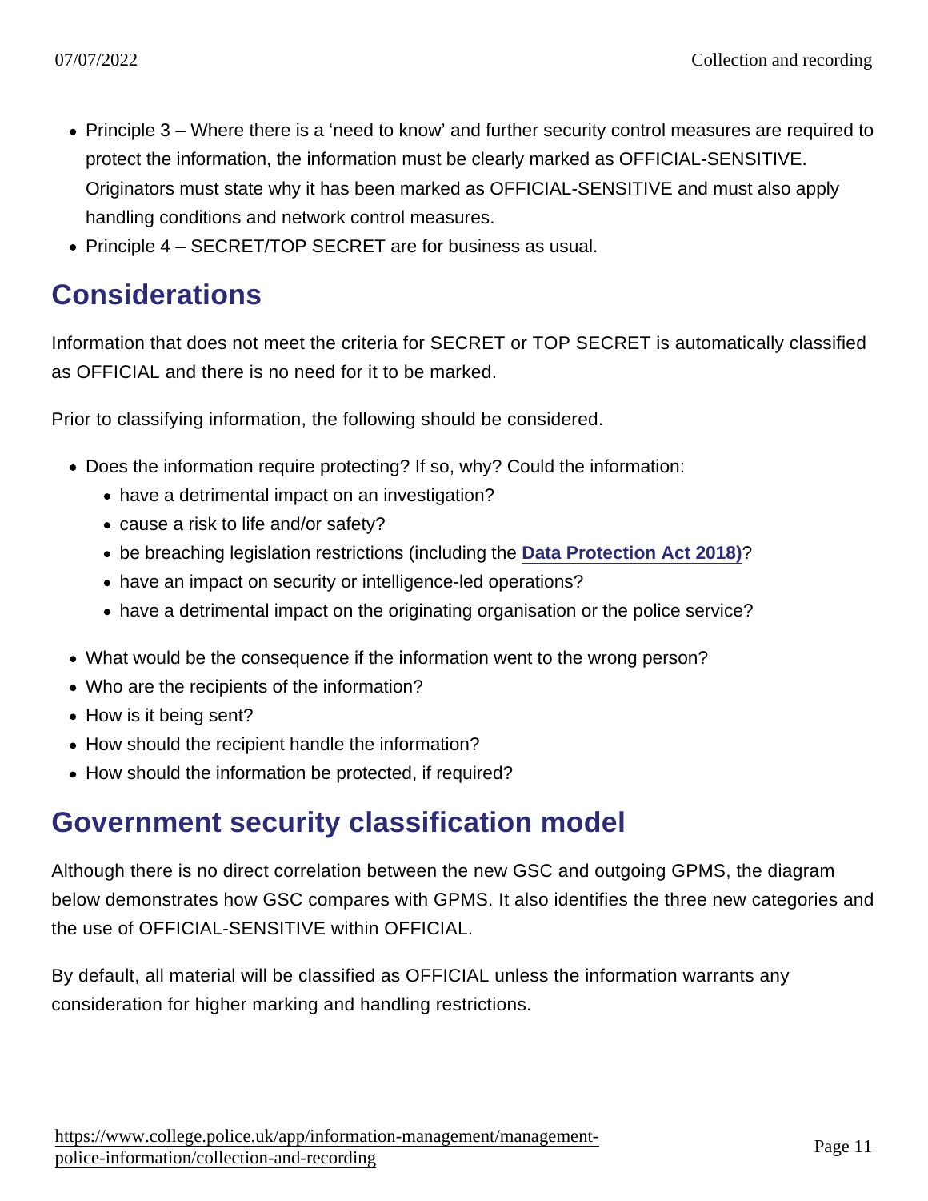- Principle 3 – Where there is a 'need to know' and further security control measures are required to protect the information, the information must be clearly marked as OFFICIAL-SENSITIVE. Originators must state why it has been marked as OFFICIAL-SENSITIVE and must also apply handling conditions and network control measures.
- Principle 4 – SECRET/TOP SECRET are for business as usual.

## Considerations

Information that does not meet the criteria for SECRET or TOP SECRET is automatically classified as OFFICIAL and there is no need for it to be marked.

Prior to classifying information, the following should be considered.

- Does the information require protecting? If so, why? Could the information:
  - have a detrimental impact on an investigation?
  - cause a risk to life and/or safety?
  - be breaching legislation restrictions (including the **Data Protection Act 2018**)?
  - have an impact on security or intelligence-led operations?
  - have a detrimental impact on the originating organisation or the police service?
- What would be the consequence if the information went to the wrong person?
- Who are the recipients of the information?
- How is it being sent?
- How should the recipient handle the information?
- How should the information be protected, if required?

## Government security classification model

Although there is no direct correlation between the new GSC and outgoing GPMS, the diagram below demonstrates how GSC compares with GPMS. It also identifies the three new categories and the use of OFFICIAL-SENSITIVE within OFFICIAL.

By default, all material will be classified as OFFICIAL unless the information warrants any consideration for higher marking and handling restrictions.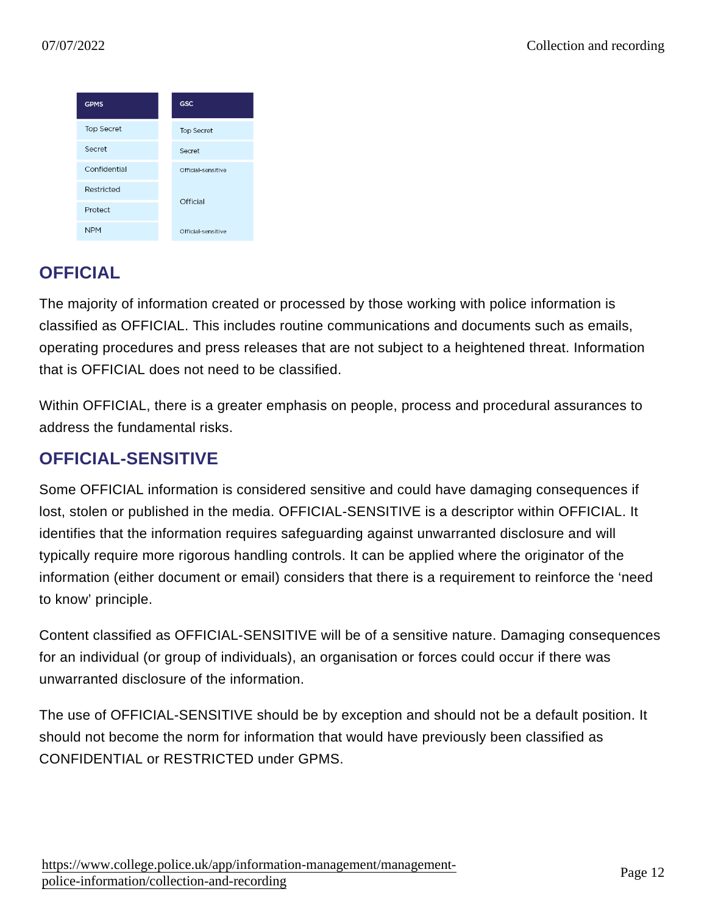| GPMS | GSC |
|---|---|
| Top Secret | Top Secret |
| Secret | Secret |
| Confidential | Official-sensitive |
| Restricted | Official |
| Protect | |
| NPM | Official-sensitive |

## OFFICIAL

The majority of information created or processed by those working with police information is classified as OFFICIAL. This includes routine communications and documents such as emails, operating procedures and press releases that are not subject to a heightened threat. Information that is OFFICIAL does not need to be classified.

Within OFFICIAL, there is a greater emphasis on people, process and procedural assurances to address the fundamental risks.

## OFFICIAL-SENSITIVE

Some OFFICIAL information is considered sensitive and could have damaging consequences if lost, stolen or published in the media. OFFICIAL-SENSITIVE is a descriptor within OFFICIAL. It identifies that the information requires safeguarding against unwarranted disclosure and will typically require more rigorous handling controls. It can be applied where the originator of the information (either document or email) considers that there is a requirement to reinforce the 'need to know' principle.

Content classified as OFFICIAL-SENSITIVE will be of a sensitive nature. Damaging consequences for an individual (or group of individuals), an organisation or forces could occur if there was unwarranted disclosure of the information.

The use of OFFICIAL-SENSITIVE should be by exception and should not be a default position. It should not become the norm for information that would have previously been classified as CONFIDENTIAL or RESTRICTED under GPMS.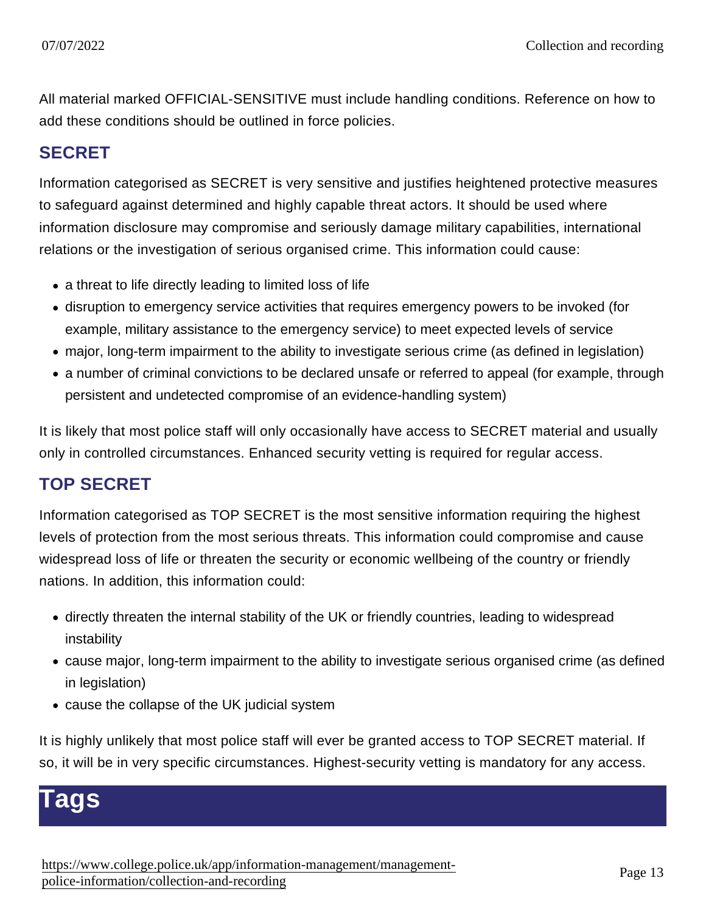All material marked OFFICIAL-SENSITIVE must include handling conditions. Reference on how to add these conditions should be outlined in force policies.

### SECRET

Information categorised as SECRET is very sensitive and justifies heightened protective measures to safeguard against determined and highly capable threat actors. It should be used where information disclosure may compromise and seriously damage military capabilities, international relations or the investigation of serious organised crime. This information could cause:

- a threat to life directly leading to limited loss of life
- disruption to emergency service activities that requires emergency powers to be invoked (for example, military assistance to the emergency service) to meet expected levels of service
- major, long-term impairment to the ability to investigate serious crime (as defined in legislation)
- a number of criminal convictions to be declared unsafe or referred to appeal (for example, through persistent and undetected compromise of an evidence-handling system)

It is likely that most police staff will only occasionally have access to SECRET material and usually only in controlled circumstances. Enhanced security vetting is required for regular access.

### TOP SECRET

Information categorised as TOP SECRET is the most sensitive information requiring the highest levels of protection from the most serious threats. This information could compromise and cause widespread loss of life or threaten the security or economic wellbeing of the country or friendly nations. In addition, this information could:

- directly threaten the internal stability of the UK or friendly countries, leading to widespread instability
- cause major, long-term impairment to the ability to investigate serious organised crime (as defined in legislation)
- cause the collapse of the UK judicial system

It is highly unlikely that most police staff will ever be granted access to TOP SECRET material. If so, it will be in very specific circumstances. Highest-security vetting is mandatory for any access.

# Tags